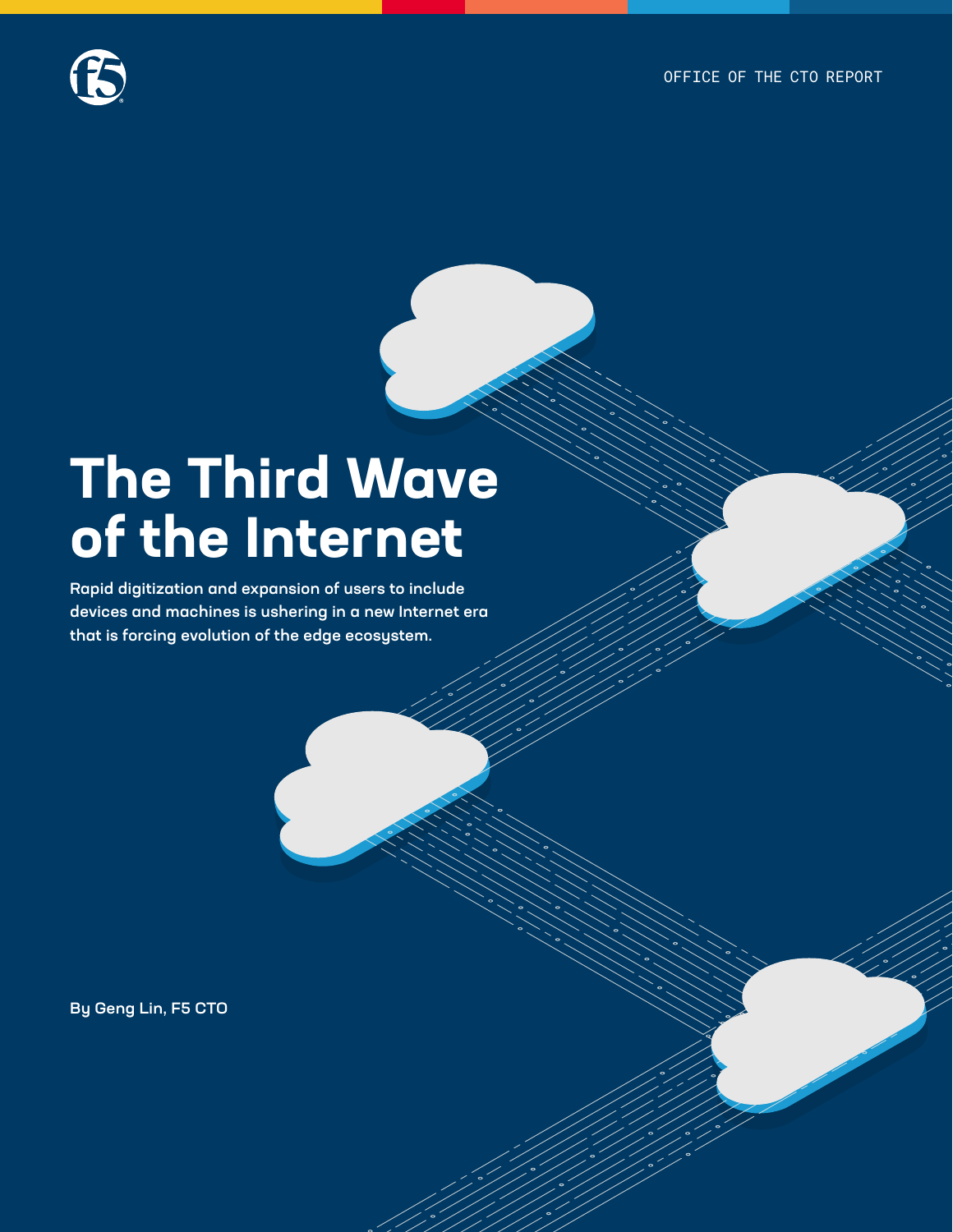OFFICE OF THE CTO REPORT

# The Third Wave of the Internet

**Rapid digitization and expansion of users to include devices and machines is ushering in a new Internet era that is forcing evolution of the edge ecosystem.**

**By Geng Lin, F5 CTO**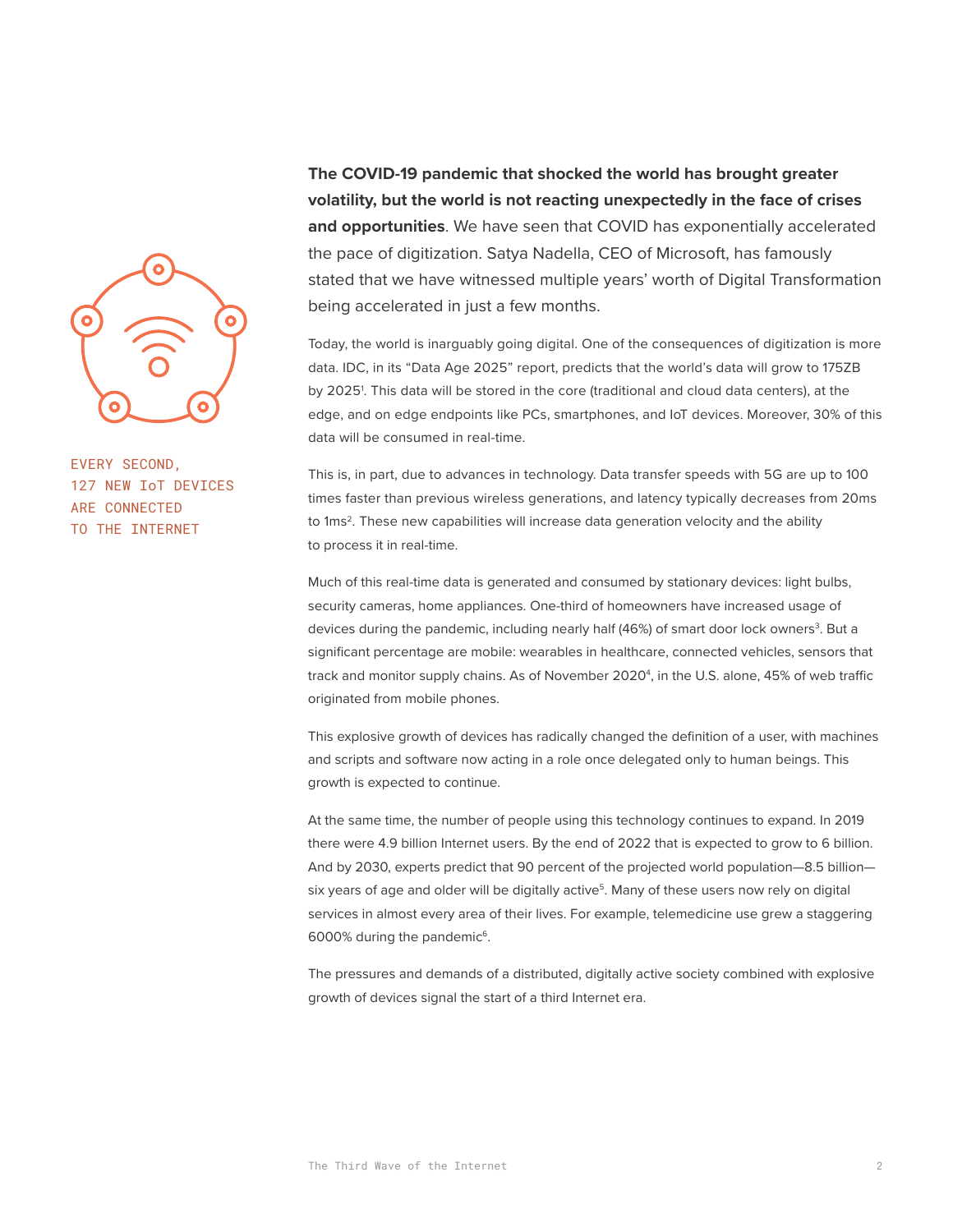EVERY SECOND, 127 NEW IoT DEVICES ARE CONNECTED TO THE INTERNET

**The COVID-19 pandemic that shocked the world has brought greater volatility, but the world is not reacting unexpectedly in the face of crises and opportunities**. We have seen that COVID has exponentially accelerated the pace of digitization. Satya Nadella, CEO of Microsoft, has famously stated that we have witnessed multiple years' worth of Digital Transformation being accelerated in just a few months.

Today, the world is inarguably going digital. One of the consequences of digitization is more data. IDC, in its "Data Age 2025" report, predicts that the world's data will grow to 175ZB by 2025[1]. This data will be stored in the core (traditional and cloud data centers), at the edge, and on edge endpoints like PCs, smartphones, and IoT devices. Moreover, 30% of this data will be consumed in real-time.

This is, in part, due to advances in technology. Data transfer speeds with 5G are up to 100 times faster than previous wireless generations, and latency typically decreases from 20ms to 1ms[2]. These new capabilities will increase data generation velocity and the ability to process it in real-time.

Much of this real-time data is generated and consumed by stationary devices: light bulbs, security cameras, home appliances. One-third of homeowners have increased usage of devices during the pandemic, including nearly half (46%) of smart door lock owners[3]. But a significant percentage are mobile: wearables in healthcare, connected vehicles, sensors that track and monitor supply chains. As of November 2020[4], in the U.S. alone, 45% of web traffic originated from mobile phones.

This explosive growth of devices has radically changed the definition of a user, with machines and scripts and software now acting in a role once delegated only to human beings. This growth is expected to continue.

At the same time, the number of people using this technology continues to expand. In 2019 there were 4.9 billion Internet users. By the end of 2022 that is expected to grow to 6 billion. And by 2030, experts predict that 90 percent of the projected world population—8.5 billion—six years of age and older will be digitally active[5]. Many of these users now rely on digital services in almost every area of their lives. For example, telemedicine use grew a staggering 6000% during the pandemic[6].

The pressures and demands of a distributed, digitally active society combined with explosive growth of devices signal the start of a third Internet era.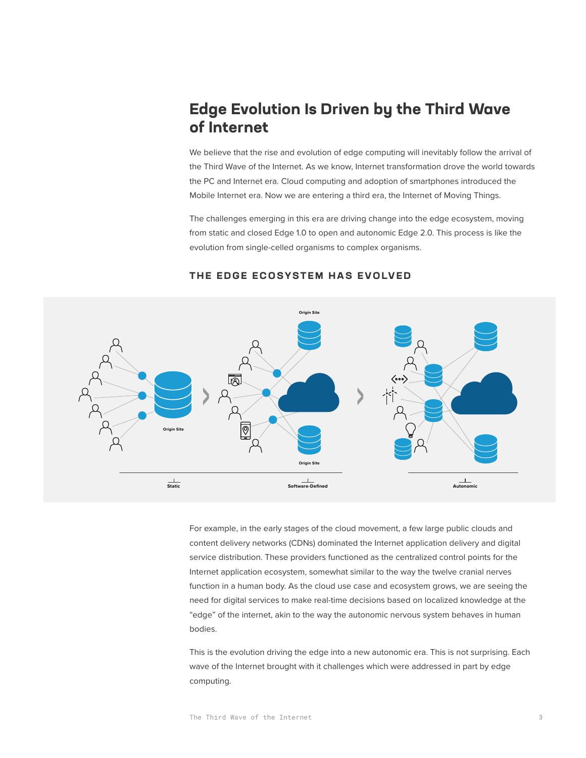# Edge Evolution Is Driven by the Third Wave of Internet

We believe that the rise and evolution of edge computing will inevitably follow the arrival of the Third Wave of the Internet. As we know, Internet transformation drove the world towards the PC and Internet era. Cloud computing and adoption of smartphones introduced the Mobile Internet era. Now we are entering a third era, the Internet of Moving Things.

The challenges emerging in this era are driving change into the edge ecosystem, moving from static and closed Edge 1.0 to open and autonomic Edge 2.0. This process is like the evolution from single-celled organisms to complex organisms.

### THE EDGE ECOSYSTEM HAS EVOLVED

Origin Site

Origin Site

Origin Site

Static

Software-Defined

Autonomic

For example, in the early stages of the cloud movement, a few large public clouds and content delivery networks (CDNs) dominated the Internet application delivery and digital service distribution. These providers functioned as the centralized control points for the Internet application ecosystem, somewhat similar to the way the twelve cranial nerves function in a human body. As the cloud use case and ecosystem grows, we are seeing the need for digital services to make real-time decisions based on localized knowledge at the "edge" of the internet, akin to the way the autonomic nervous system behaves in human bodies.

This is the evolution driving the edge into a new autonomic era. This is not surprising. Each wave of the Internet brought with it challenges which were addressed in part by edge computing.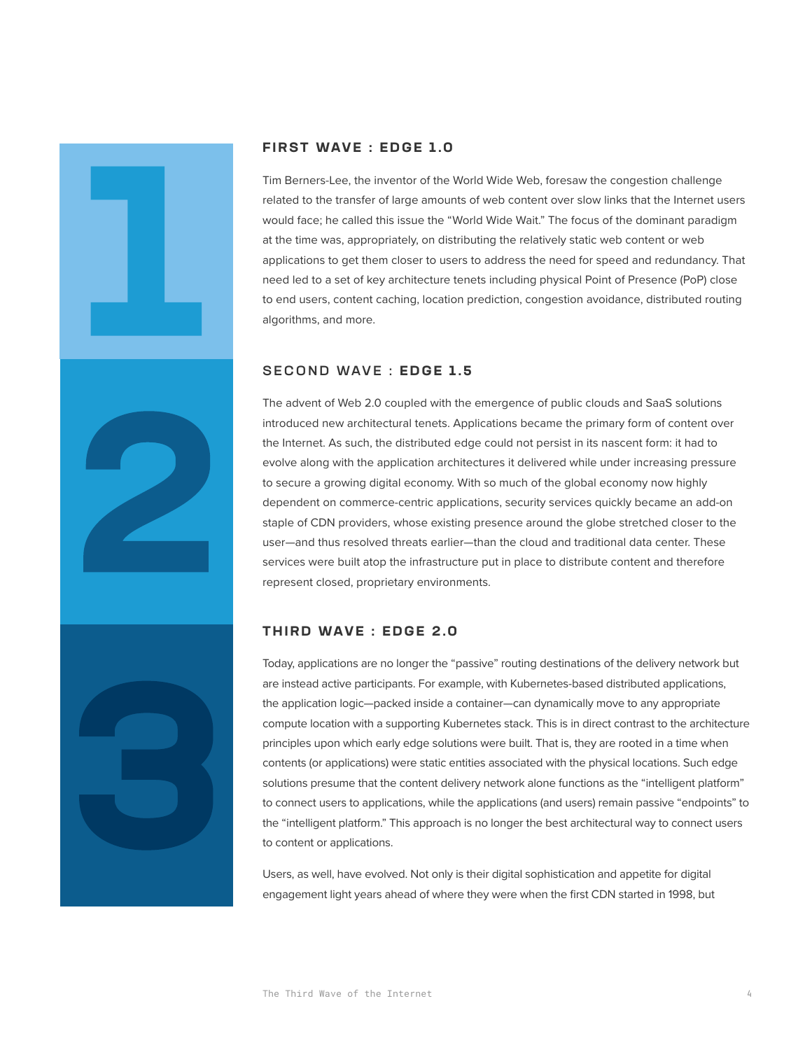## FIRST WAVE : EDGE 1.0

Tim Berners-Lee, the inventor of the World Wide Web, foresaw the congestion challenge related to the transfer of large amounts of web content over slow links that the Internet users would face; he called this issue the “World Wide Wait.” The focus of the dominant paradigm at the time was, appropriately, on distributing the relatively static web content or web applications to get them closer to users to address the need for speed and redundancy. That need led to a set of key architecture tenets including physical Point of Presence (PoP) close to end users, content caching, location prediction, congestion avoidance, distributed routing algorithms, and more.

## SECOND WAVE : EDGE 1.5

The advent of Web 2.0 coupled with the emergence of public clouds and SaaS solutions introduced new architectural tenets. Applications became the primary form of content over the Internet. As such, the distributed edge could not persist in its nascent form: it had to evolve along with the application architectures it delivered while under increasing pressure to secure a growing digital economy. With so much of the global economy now highly dependent on commerce-centric applications, security services quickly became an add-on staple of CDN providers, whose existing presence around the globe stretched closer to the user—and thus resolved threats earlier—than the cloud and traditional data center. These services were built atop the infrastructure put in place to distribute content and therefore represent closed, proprietary environments.

## THIRD WAVE : EDGE 2.0

Today, applications are no longer the “passive” routing destinations of the delivery network but are instead active participants. For example, with Kubernetes-based distributed applications, the application logic—packed inside a container—can dynamically move to any appropriate compute location with a supporting Kubernetes stack. This is in direct contrast to the architecture principles upon which early edge solutions were built. That is, they are rooted in a time when contents (or applications) were static entities associated with the physical locations. Such edge solutions presume that the content delivery network alone functions as the “intelligent platform” to connect users to applications, while the applications (and users) remain passive “endpoints” to the “intelligent platform.” This approach is no longer the best architectural way to connect users to content or applications.

Users, as well, have evolved. Not only is their digital sophistication and appetite for digital engagement light years ahead of where they were when the first CDN started in 1998, but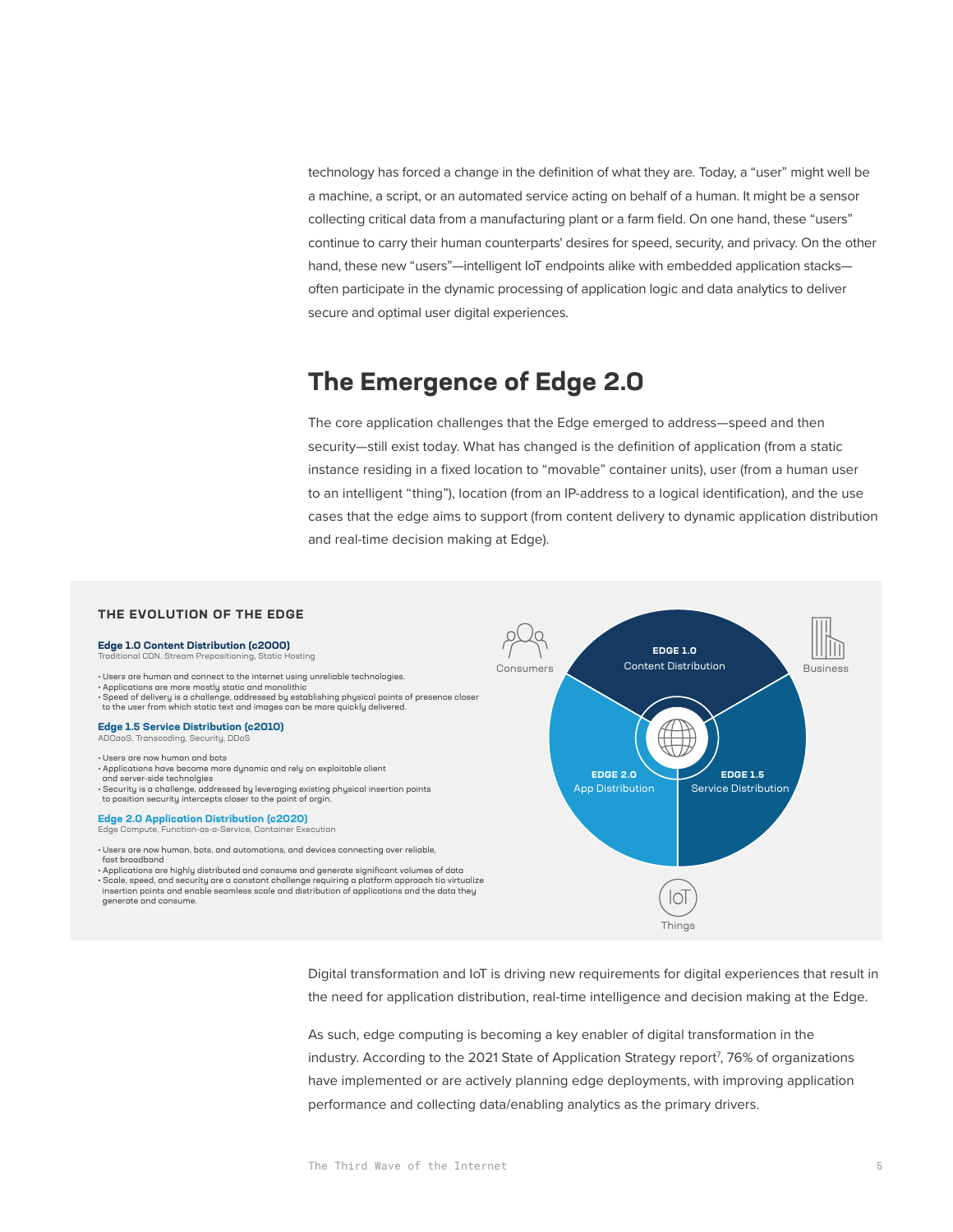technology has forced a change in the definition of what they are. Today, a "user" might well be a machine, a script, or an automated service acting on behalf of a human. It might be a sensor collecting critical data from a manufacturing plant or a farm field. On one hand, these "users" continue to carry their human counterparts' desires for speed, security, and privacy. On the other hand, these new "users"—intelligent IoT endpoints alike with embedded application stacks—often participate in the dynamic processing of application logic and data analytics to deliver secure and optimal user digital experiences.

## The Emergence of Edge 2.0

The core application challenges that the Edge emerged to address—speed and then security—still exist today. What has changed is the definition of application (from a static instance residing in a fixed location to "movable" container units), user (from a human user to an intelligent "thing"), location (from an IP-address to a logical identification), and the use cases that the edge aims to support (from content delivery to dynamic application distribution and real-time decision making at Edge).

### THE EVOLUTION OF THE EDGE

**Edge 1.0 Content Distribution (c2000)**
Traditional CDN, Stream Prepositioning, Static Hosting

- Users are human and connect to the internet using unreliable technologies.
- Applications are more mostly static and monolithic
- Speed of delivery is a challenge, addressed by establishing physical points of presence closer to the user from which static text and images can be more quickly delivered.

**Edge 1.5 Service Distribution (c2010)**
ADCaaS, Transcoding, Security, DDoS

- Users are now human and bots
- Applications have become more dynamic and rely on exploitable client and server-side technolgies
- Security is a challenge, addressed by leveraging existing physical insertion points to position security intercepts closer to the point of orgin.

**Edge 2.0 Application Distribution (c2020)**
Edge Compute, Function-as-a-Service, Container Execution

- Users are now human, bots, and automations, and devices connecting over reliable, fast broadband
- Applications are highly distributed and consume and generate significant volumes of data
- Scale, speed, and security are a constant challenge requiring a platform approach tio virtualize insertion points and enable seamless scale and distribution of applications and the data they generate and consume.

Consumers | Business | Things

EDGE 1.0 Content Distribution | EDGE 1.5 Service Distribution | EDGE 2.0 App Distribution

Digital transformation and IoT is driving new requirements for digital experiences that result in the need for application distribution, real-time intelligence and decision making at the Edge.

As such, edge computing is becoming a key enabler of digital transformation in the industry. According to the 2021 State of Application Strategy report[7], 76% of organizations have implemented or are actively planning edge deployments, with improving application performance and collecting data/enabling analytics as the primary drivers.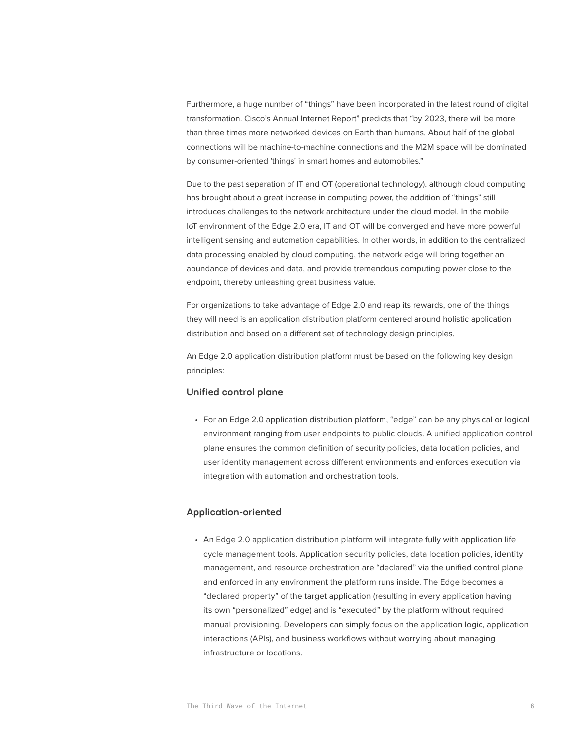Furthermore, a huge number of "things" have been incorporated in the latest round of digital transformation. Cisco's Annual Internet Report[8] predicts that "by 2023, there will be more than three times more networked devices on Earth than humans. About half of the global connections will be machine-to-machine connections and the M2M space will be dominated by consumer-oriented 'things' in smart homes and automobiles."

Due to the past separation of IT and OT (operational technology), although cloud computing has brought about a great increase in computing power, the addition of "things" still introduces challenges to the network architecture under the cloud model. In the mobile IoT environment of the Edge 2.0 era, IT and OT will be converged and have more powerful intelligent sensing and automation capabilities. In other words, in addition to the centralized data processing enabled by cloud computing, the network edge will bring together an abundance of devices and data, and provide tremendous computing power close to the endpoint, thereby unleashing great business value.

For organizations to take advantage of Edge 2.0 and reap its rewards, one of the things they will need is an application distribution platform centered around holistic application distribution and based on a different set of technology design principles.

An Edge 2.0 application distribution platform must be based on the following key design principles:

### Unified control plane

- For an Edge 2.0 application distribution platform, "edge" can be any physical or logical environment ranging from user endpoints to public clouds. A unified application control plane ensures the common definition of security policies, data location policies, and user identity management across different environments and enforces execution via integration with automation and orchestration tools.

### Application-oriented

- An Edge 2.0 application distribution platform will integrate fully with application life cycle management tools. Application security policies, data location policies, identity management, and resource orchestration are "declared" via the unified control plane and enforced in any environment the platform runs inside. The Edge becomes a "declared property" of the target application (resulting in every application having its own "personalized" edge) and is "executed" by the platform without required manual provisioning. Developers can simply focus on the application logic, application interactions (APIs), and business workflows without worrying about managing infrastructure or locations.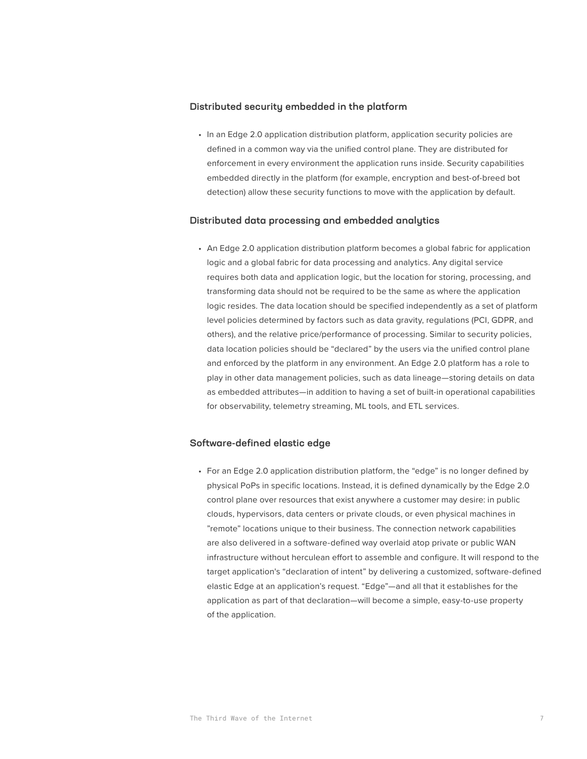### Distributed security embedded in the platform

- In an Edge 2.0 application distribution platform, application security policies are defined in a common way via the unified control plane. They are distributed for enforcement in every environment the application runs inside. Security capabilities embedded directly in the platform (for example, encryption and best-of-breed bot detection) allow these security functions to move with the application by default.

### Distributed data processing and embedded analytics

- An Edge 2.0 application distribution platform becomes a global fabric for application logic and a global fabric for data processing and analytics. Any digital service requires both data and application logic, but the location for storing, processing, and transforming data should not be required to be the same as where the application logic resides. The data location should be specified independently as a set of platform level policies determined by factors such as data gravity, regulations (PCI, GDPR, and others), and the relative price/performance of processing. Similar to security policies, data location policies should be "declared" by the users via the unified control plane and enforced by the platform in any environment. An Edge 2.0 platform has a role to play in other data management policies, such as data lineage—storing details on data as embedded attributes—in addition to having a set of built-in operational capabilities for observability, telemetry streaming, ML tools, and ETL services.

### Software-defined elastic edge

- For an Edge 2.0 application distribution platform, the "edge" is no longer defined by physical PoPs in specific locations. Instead, it is defined dynamically by the Edge 2.0 control plane over resources that exist anywhere a customer may desire: in public clouds, hypervisors, data centers or private clouds, or even physical machines in "remote" locations unique to their business. The connection network capabilities are also delivered in a software-defined way overlaid atop private or public WAN infrastructure without herculean effort to assemble and configure. It will respond to the target application's "declaration of intent" by delivering a customized, software-defined elastic Edge at an application's request. "Edge"—and all that it establishes for the application as part of that declaration—will become a simple, easy-to-use property of the application.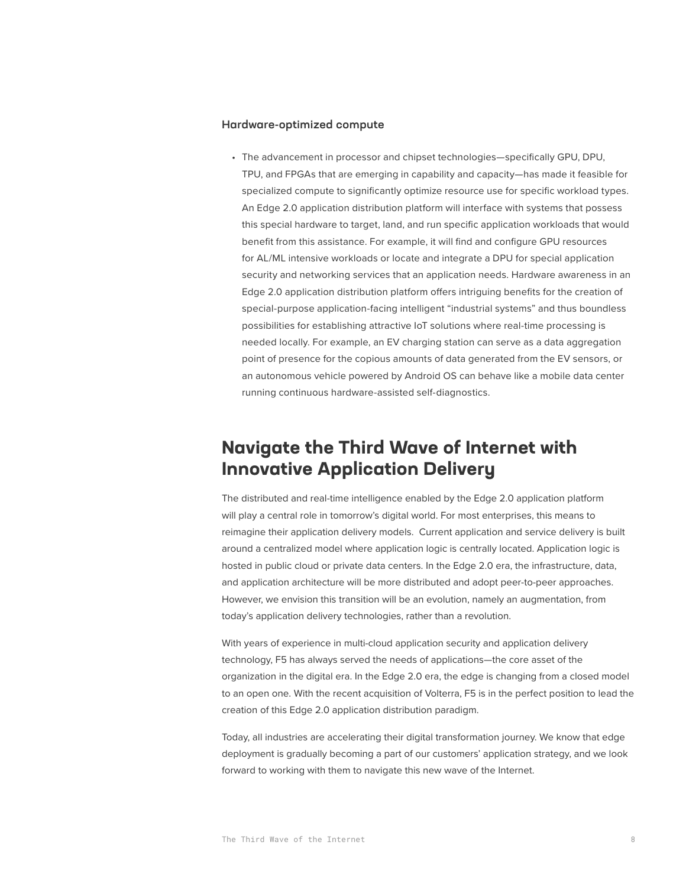### Hardware-optimized compute

- The advancement in processor and chipset technologies—specifically GPU, DPU, TPU, and FPGAs that are emerging in capability and capacity—has made it feasible for specialized compute to significantly optimize resource use for specific workload types. An Edge 2.0 application distribution platform will interface with systems that possess this special hardware to target, land, and run specific application workloads that would benefit from this assistance. For example, it will find and configure GPU resources for AL/ML intensive workloads or locate and integrate a DPU for special application security and networking services that an application needs. Hardware awareness in an Edge 2.0 application distribution platform offers intriguing benefits for the creation of special-purpose application-facing intelligent "industrial systems" and thus boundless possibilities for establishing attractive IoT solutions where real-time processing is needed locally. For example, an EV charging station can serve as a data aggregation point of presence for the copious amounts of data generated from the EV sensors, or an autonomous vehicle powered by Android OS can behave like a mobile data center running continuous hardware-assisted self-diagnostics.

## Navigate the Third Wave of Internet with Innovative Application Delivery

The distributed and real-time intelligence enabled by the Edge 2.0 application platform will play a central role in tomorrow's digital world. For most enterprises, this means to reimagine their application delivery models. Current application and service delivery is built around a centralized model where application logic is centrally located. Application logic is hosted in public cloud or private data centers. In the Edge 2.0 era, the infrastructure, data, and application architecture will be more distributed and adopt peer-to-peer approaches. However, we envision this transition will be an evolution, namely an augmentation, from today's application delivery technologies, rather than a revolution.

With years of experience in multi-cloud application security and application delivery technology, F5 has always served the needs of applications—the core asset of the organization in the digital era. In the Edge 2.0 era, the edge is changing from a closed model to an open one. With the recent acquisition of Volterra, F5 is in the perfect position to lead the creation of this Edge 2.0 application distribution paradigm.

Today, all industries are accelerating their digital transformation journey. We know that edge deployment is gradually becoming a part of our customers' application strategy, and we look forward to working with them to navigate this new wave of the Internet.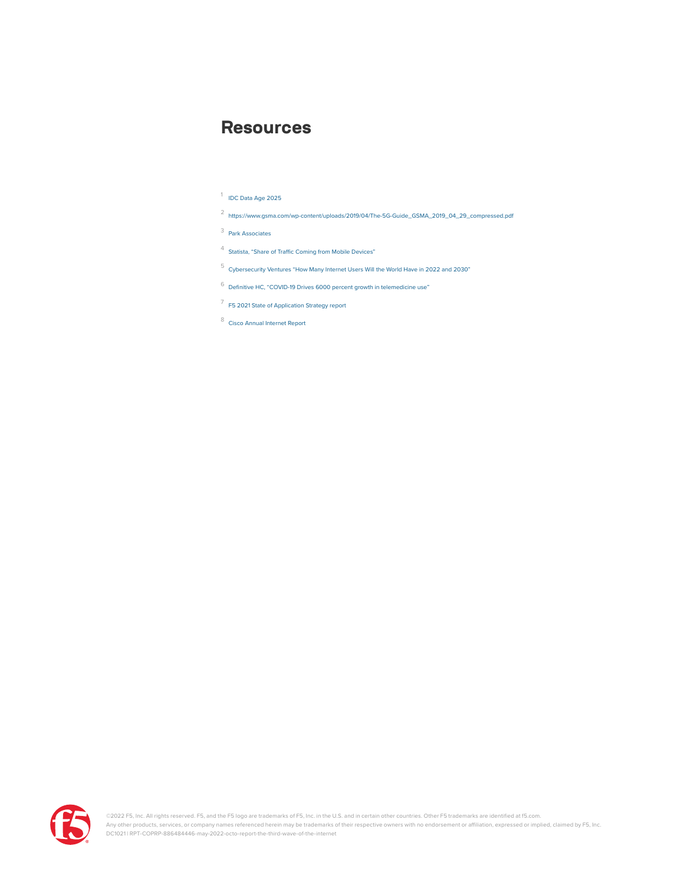# Resources

[1] IDC Data Age 2025

[2] https://www.gsma.com/wp-content/uploads/2019/04/The-5G-Guide_GSMA_2019_04_29_compressed.pdf

[3] Park Associates

[4] Statista, "Share of Traffic Coming from Mobile Devices"

[5] Cybersecurity Ventures "How Many Internet Users Will the World Have in 2022 and 2030"

[6] Definitive HC, "COVID-19 Drives 6000 percent growth in telemedicine use"

[7] F5 2021 State of Application Strategy report

[8] Cisco Annual Internet Report

©2022 F5, Inc. All rights reserved. F5, and the F5 logo are trademarks of F5, Inc. in the U.S. and in certain other countries. Other F5 trademarks are identified at f5.com.
Any other products, services, or company names referenced herein may be trademarks of their respective owners with no endorsement or affiliation, expressed or implied, claimed by F5, Inc.
DC1021 | RPT-COPRP-886484446-may-2022-octo-report-the-third-wave-of-the-internet